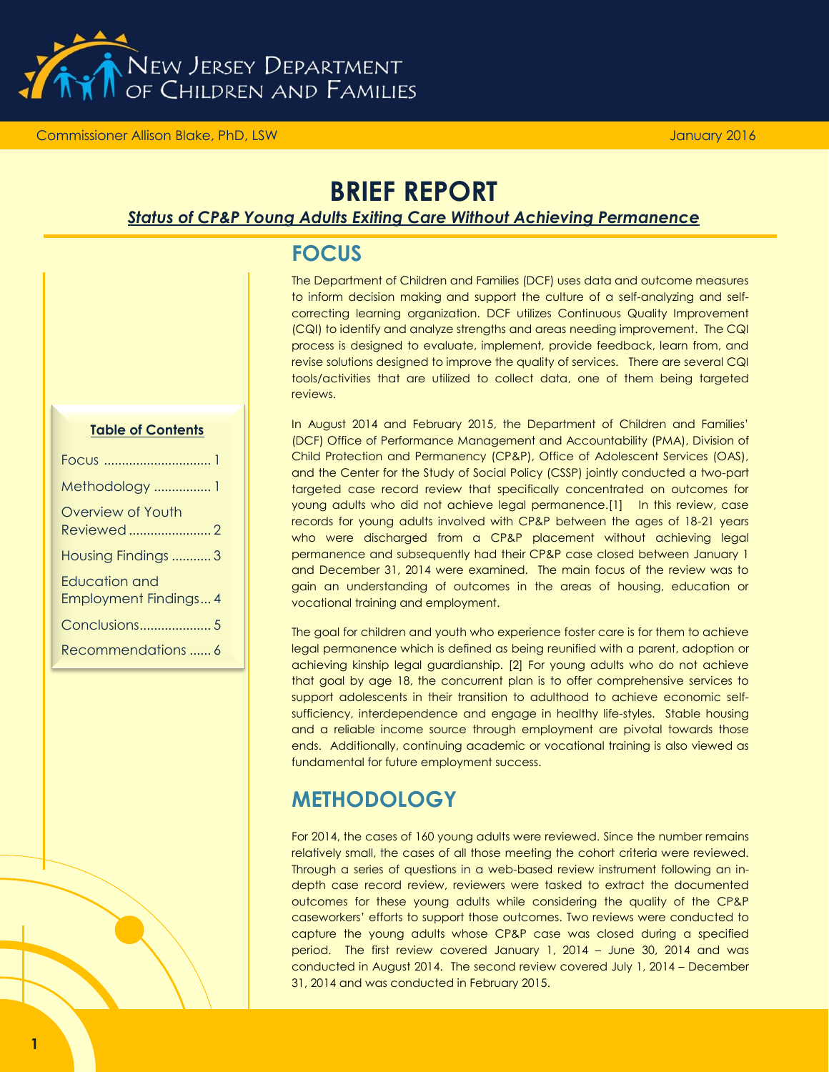New Jersey Department of Children and Families

Commissioner Allison Blake, PhD, LSW

January 2016

# BRIEF REPORT

***Status of CP&P Young Adults Exiting Care Without Achieving Permanence***

**Table of Contents**

- Focus ............................ 1
- Methodology ................ 1
- Overview of Youth Reviewed ...................... 2
- Housing Findings ........... 3
- Education and Employment Findings... 4
- Conclusions................... 5
- Recommendations ...... 6

## FOCUS

The Department of Children and Families (DCF) uses data and outcome measures to inform decision making and support the culture of a self-analyzing and self-correcting learning organization. DCF utilizes Continuous Quality Improvement (CQI) to identify and analyze strengths and areas needing improvement. The CQI process is designed to evaluate, implement, provide feedback, learn from, and revise solutions designed to improve the quality of services. There are several CQI tools/activities that are utilized to collect data, one of them being targeted reviews.

In August 2014 and February 2015, the Department of Children and Families' (DCF) Office of Performance Management and Accountability (PMA), Division of Child Protection and Permanency (CP&P), Office of Adolescent Services (OAS), and the Center for the Study of Social Policy (CSSP) jointly conducted a two-part targeted case record review that specifically concentrated on outcomes for young adults who did not achieve legal permanence.[1] In this review, case records for young adults involved with CP&P between the ages of 18-21 years who were discharged from a CP&P placement without achieving legal permanence and subsequently had their CP&P case closed between January 1 and December 31, 2014 were examined. The main focus of the review was to gain an understanding of outcomes in the areas of housing, education or vocational training and employment.

The goal for children and youth who experience foster care is for them to achieve legal permanence which is defined as being reunified with a parent, adoption or achieving kinship legal guardianship. [2] For young adults who do not achieve that goal by age 18, the concurrent plan is to offer comprehensive services to support adolescents in their transition to adulthood to achieve economic self-sufficiency, interdependence and engage in healthy life-styles. Stable housing and a reliable income source through employment are pivotal towards those ends. Additionally, continuing academic or vocational training is also viewed as fundamental for future employment success.

## METHODOLOGY

For 2014, the cases of 160 young adults were reviewed. Since the number remains relatively small, the cases of all those meeting the cohort criteria were reviewed. Through a series of questions in a web-based review instrument following an in-depth case record review, reviewers were tasked to extract the documented outcomes for these young adults while considering the quality of the CP&P caseworkers' efforts to support those outcomes. Two reviews were conducted to capture the young adults whose CP&P case was closed during a specified period. The first review covered January 1, 2014 – June 30, 2014 and was conducted in August 2014. The second review covered July 1, 2014 – December 31, 2014 and was conducted in February 2015.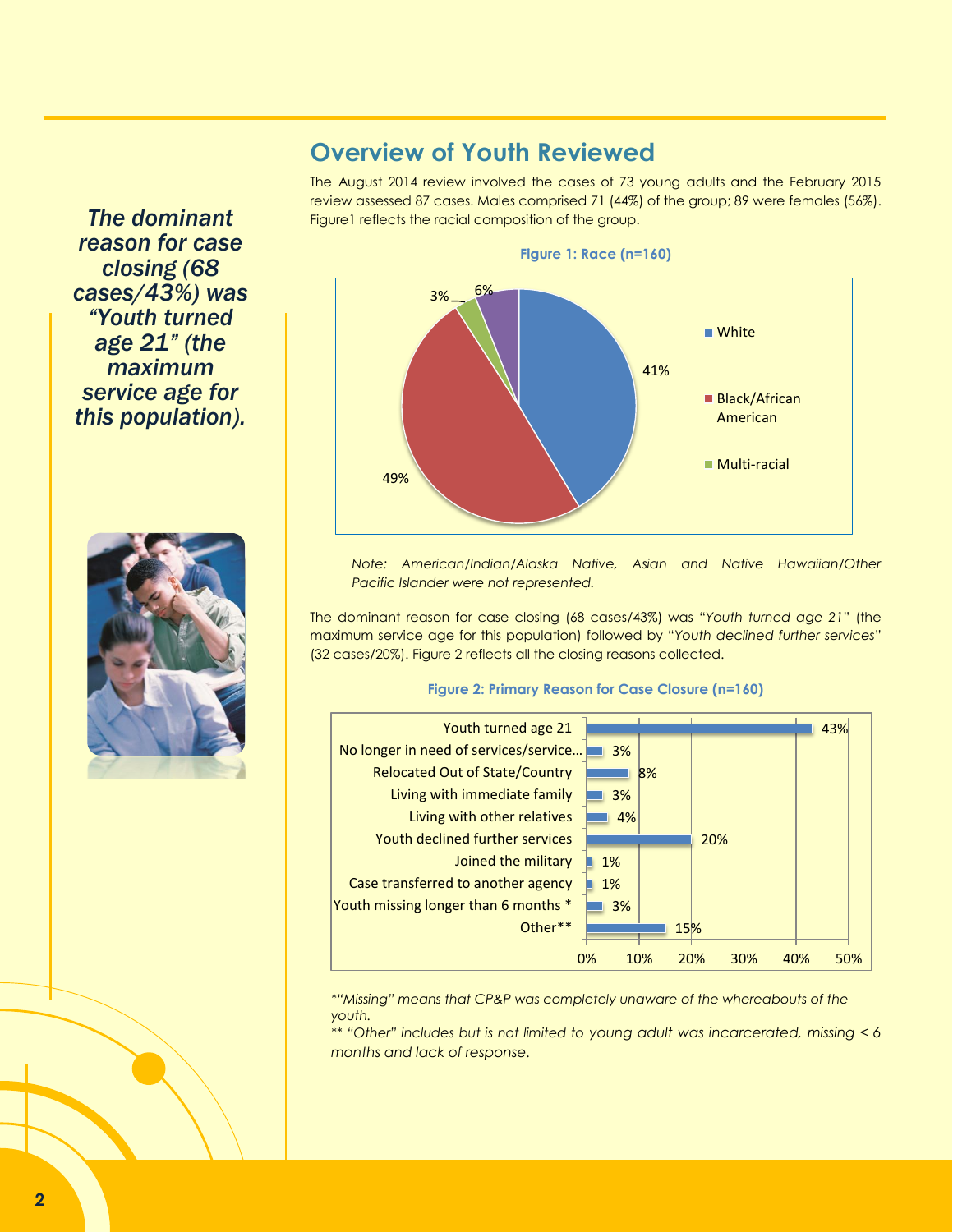## Overview of Youth Reviewed

*The dominant reason for case closing (68 cases/43%) was "Youth turned age 21" (the maximum service age for this population).*

The August 2014 review involved the cases of 73 young adults and the February 2015 review assessed 87 cases. Males comprised 71 (44%) of the group; 89 were females (56%). Figure1 reflects the racial composition of the group.

**Figure 1: Race (n=160)**

| Race | Percent |
|---|---|
| White | 41% |
| Black/African American | 49% |
| Multi-racial | 3% |
| (unlabeled) | 6% |

*Note: American/Indian/Alaska Native, Asian and Native Hawaiian/Other Pacific Islander were not represented.*

The dominant reason for case closing (68 cases/43%) was "*Youth turned age 21*" (the maximum service age for this population) followed by "*Youth declined further services*" (32 cases/20%). Figure 2 reflects all the closing reasons collected.

**Figure 2: Primary Reason for Case Closure (n=160)**

| Reason | Percent |
|---|---|
| Youth turned age 21 | 43% |
| No longer in need of services/service... | 3% |
| Relocated Out of State/Country | 8% |
| Living with immediate family | 3% |
| Living with other relatives | 4% |
| Youth declined further services | 20% |
| Joined the military | 1% |
| Case transferred to another agency | 1% |
| Youth missing longer than 6 months * | 3% |
| Other** | 15% |

*"Missing" means that CP&P was completely unaware of the whereabouts of the youth.*

*\*\* "Other" includes but is not limited to young adult was incarcerated, missing < 6 months and lack of response.*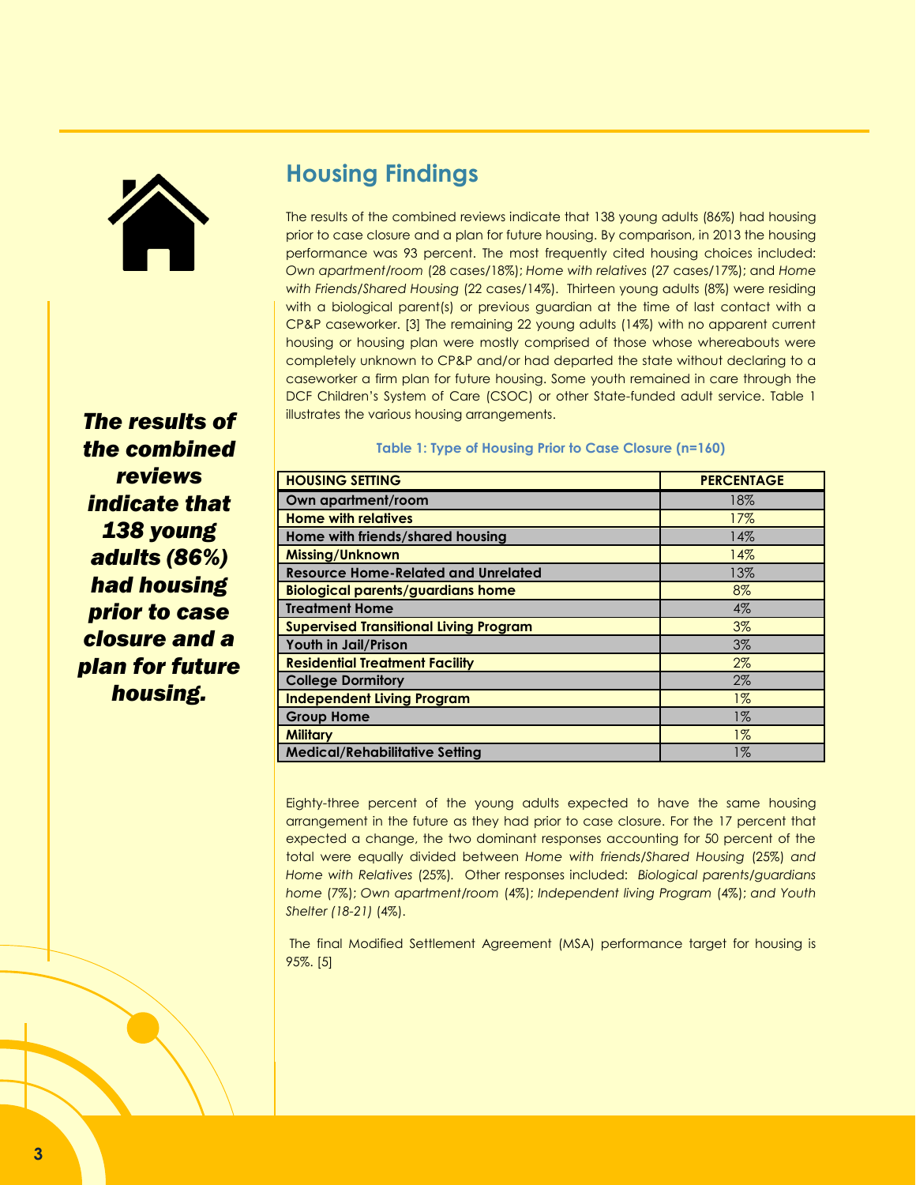## Housing Findings

The results of the combined reviews indicate that 138 young adults (86%) had housing prior to case closure and a plan for future housing. By comparison, in 2013 the housing performance was 93 percent. The most frequently cited housing choices included: *Own apartment/room* (28 cases/18%); *Home with relatives* (27 cases/17%); and *Home with Friends/Shared Housing* (22 cases/14%). Thirteen young adults (8%) were residing with a biological parent(s) or previous guardian at the time of last contact with a CP&P caseworker. [3] The remaining 22 young adults (14%) with no apparent current housing or housing plan were mostly comprised of those whose whereabouts were completely unknown to CP&P and/or had departed the state without declaring to a caseworker a firm plan for future housing. Some youth remained in care through the DCF Children's System of Care (CSOC) or other State-funded adult service. Table 1 illustrates the various housing arrangements.

***The results of the combined reviews indicate that 138 young adults (86%) had housing prior to case closure and a plan for future housing.***

**Table 1: Type of Housing Prior to Case Closure (n=160)**

| HOUSING SETTING | PERCENTAGE |
|---|---|
| Own apartment/room | 18% |
| Home with relatives | 17% |
| Home with friends/shared housing | 14% |
| Missing/Unknown | 14% |
| Resource Home-Related and Unrelated | 13% |
| Biological parents/guardians home | 8% |
| Treatment Home | 4% |
| Supervised Transitional Living Program | 3% |
| Youth in Jail/Prison | 3% |
| Residential Treatment Facility | 2% |
| College Dormitory | 2% |
| Independent Living Program | 1% |
| Group Home | 1% |
| Military | 1% |
| Medical/Rehabilitative Setting | 1% |

Eighty-three percent of the young adults expected to have the same housing arrangement in the future as they had prior to case closure. For the 17 percent that expected a change, the two dominant responses accounting for 50 percent of the total were equally divided between *Home with friends/Shared Housing* (25%) *and Home with Relatives* (25%). Other responses included: *Biological parents/guardians home* (7%); *Own apartment/room* (4%); *Independent living Program* (4%); *and Youth Shelter (18-21)* (4%).

The final Modified Settlement Agreement (MSA) performance target for housing is 95%. [5]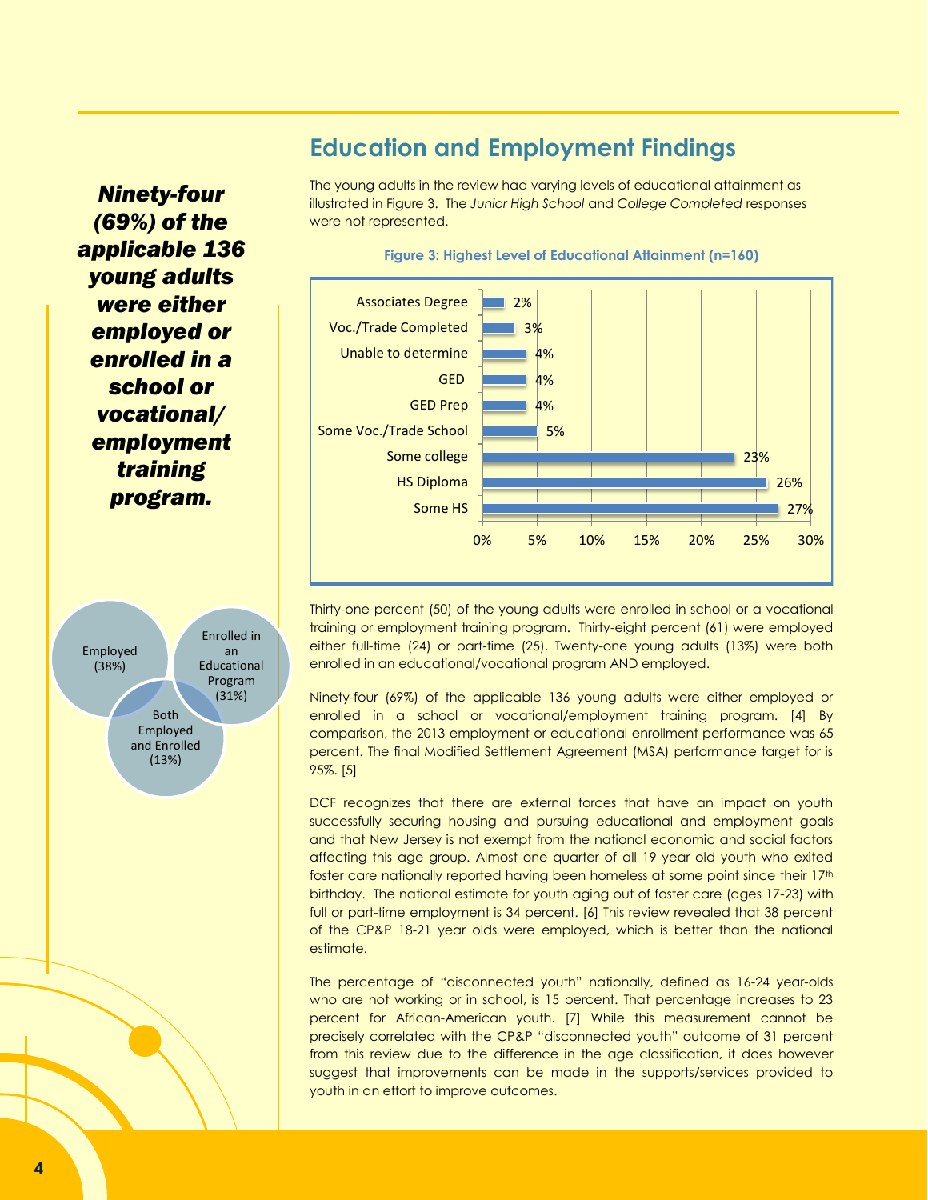## Education and Employment Findings

*Ninety-four (69%) of the applicable 136 young adults were either employed or enrolled in a school or vocational/ employment training program.*

The young adults in the review had varying levels of educational attainment as illustrated in Figure 3. The *Junior High School* and *College Completed* responses were not represented.

**Figure 3: Highest Level of Educational Attainment (n=160)**

| Level | Percent |
|---|---|
| Associates Degree | 2% |
| Voc./Trade Completed | 3% |
| Unable to determine | 4% |
| GED | 4% |
| GED Prep | 4% |
| Some Voc./Trade School | 5% |
| Some college | 23% |
| HS Diploma | 26% |
| Some HS | 27% |

Employed (38%)

Enrolled in an Educational Program (31%)

Both Employed and Enrolled (13%)

Thirty-one percent (50) of the young adults were enrolled in school or a vocational training or employment training program. Thirty-eight percent (61) were employed either full-time (24) or part-time (25). Twenty-one young adults (13%) were both enrolled in an educational/vocational program AND employed.

Ninety-four (69%) of the applicable 136 young adults were either employed or enrolled in a school or vocational/employment training program. [4] By comparison, the 2013 employment or educational enrollment performance was 65 percent. The final Modified Settlement Agreement (MSA) performance target for is 95%. [5]

DCF recognizes that there are external forces that have an impact on youth successfully securing housing and pursuing educational and employment goals and that New Jersey is not exempt from the national economic and social factors affecting this age group. Almost one quarter of all 19 year old youth who exited foster care nationally reported having been homeless at some point since their 17th birthday. The national estimate for youth aging out of foster care (ages 17-23) with full or part-time employment is 34 percent. [6] This review revealed that 38 percent of the CP&P 18-21 year olds were employed, which is better than the national estimate.

The percentage of "disconnected youth" nationally, defined as 16-24 year-olds who are not working or in school, is 15 percent. That percentage increases to 23 percent for African-American youth. [7] While this measurement cannot be precisely correlated with the CP&P "disconnected youth" outcome of 31 percent from this review due to the difference in the age classification, it does however suggest that improvements can be made in the supports/services provided to youth in an effort to improve outcomes.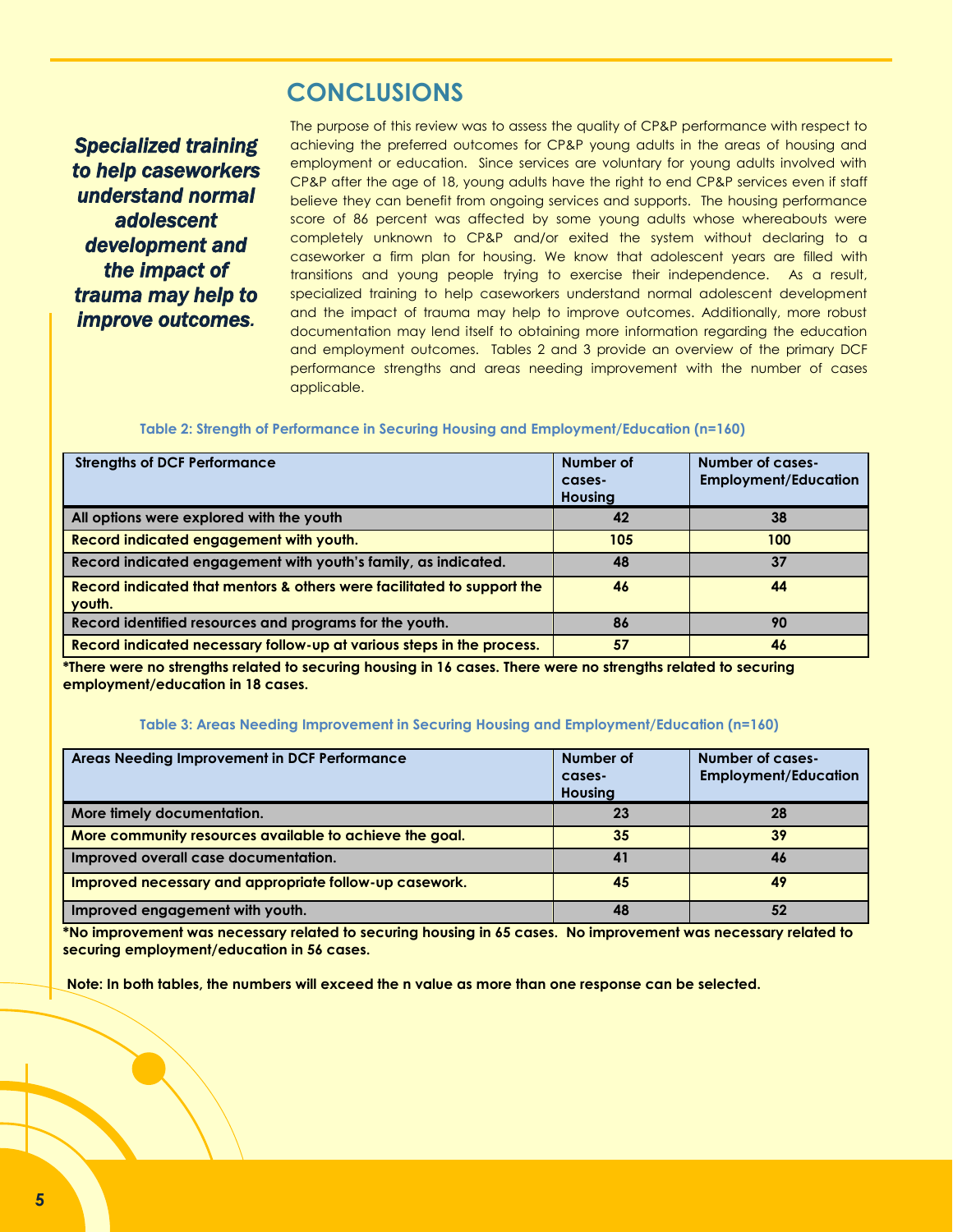## CONCLUSIONS

***Specialized training to help caseworkers understand normal adolescent development and the impact of trauma may help to improve outcomes.***

The purpose of this review was to assess the quality of CP&P performance with respect to achieving the preferred outcomes for CP&P young adults in the areas of housing and employment or education. Since services are voluntary for young adults involved with CP&P after the age of 18, young adults have the right to end CP&P services even if staff believe they can benefit from ongoing services and supports. The housing performance score of 86 percent was affected by some young adults whose whereabouts were completely unknown to CP&P and/or exited the system without declaring to a caseworker a firm plan for housing. We know that adolescent years are filled with transitions and young people trying to exercise their independence. As a result, specialized training to help caseworkers understand normal adolescent development and the impact of trauma may help to improve outcomes. Additionally, more robust documentation may lend itself to obtaining more information regarding the education and employment outcomes. Tables 2 and 3 provide an overview of the primary DCF performance strengths and areas needing improvement with the number of cases applicable.

**Table 2: Strength of Performance in Securing Housing and Employment/Education (n=160)**

| Strengths of DCF Performance | Number of cases-Housing | Number of cases-Employment/Education |
|---|---|---|
| All options were explored with the youth | 42 | 38 |
| Record indicated engagement with youth. | 105 | 100 |
| Record indicated engagement with youth's family, as indicated. | 48 | 37 |
| Record indicated that mentors & others were facilitated to support the youth. | 46 | 44 |
| Record identified resources and programs for the youth. | 86 | 90 |
| Record indicated necessary follow-up at various steps in the process. | 57 | 46 |

**\*There were no strengths related to securing housing in 16 cases. There were no strengths related to securing employment/education in 18 cases.**

**Table 3: Areas Needing Improvement in Securing Housing and Employment/Education (n=160)**

| Areas Needing Improvement in DCF Performance | Number of cases-Housing | Number of cases-Employment/Education |
|---|---|---|
| More timely documentation. | 23 | 28 |
| More community resources available to achieve the goal. | 35 | 39 |
| Improved overall case documentation. | 41 | 46 |
| Improved necessary and appropriate follow-up casework. | 45 | 49 |
| Improved engagement with youth. | 48 | 52 |

**\*No improvement was necessary related to securing housing in 65 cases. No improvement was necessary related to securing employment/education in 56 cases.**

**Note: In both tables, the numbers will exceed the n value as more than one response can be selected.**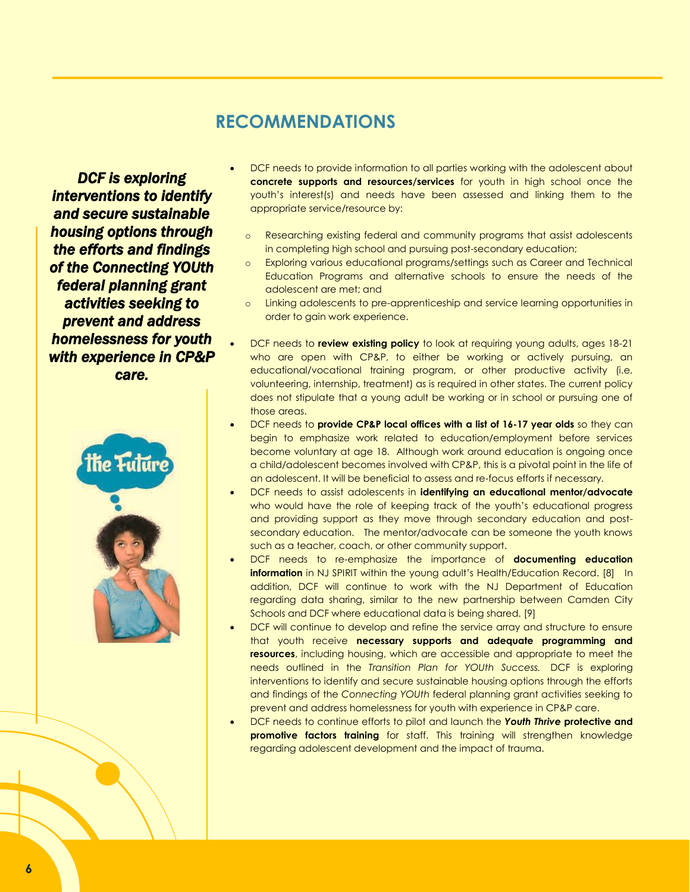## RECOMMENDATIONS

***DCF is exploring interventions to identify and secure sustainable housing options through the efforts and findings of the Connecting YOUth federal planning grant activities seeking to prevent and address homelessness for youth with experience in CP&P care.***

- DCF needs to provide information to all parties working with the adolescent about **concrete supports and resources/services** for youth in high school once the youth's interest(s) and needs have been assessed and linking them to the appropriate service/resource by:
  - Researching existing federal and community programs that assist adolescents in completing high school and pursuing post-secondary education;
  - Exploring various educational programs/settings such as Career and Technical Education Programs and alternative schools to ensure the needs of the adolescent are met; and
  - Linking adolescents to pre-apprenticeship and service learning opportunities in order to gain work experience.
- DCF needs to **review existing policy** to look at requiring young adults, ages 18-21 who are open with CP&P, to either be working or actively pursuing, an educational/vocational training program, or other productive activity (i.e. volunteering, internship, treatment) as is required in other states. The current policy does not stipulate that a young adult be working or in school or pursuing one of those areas.
- DCF needs to **provide CP&P local offices with a list of 16-17 year olds** so they can begin to emphasize work related to education/employment before services become voluntary at age 18. Although work around education is ongoing once a child/adolescent becomes involved with CP&P, this is a pivotal point in the life of an adolescent. It will be beneficial to assess and re-focus efforts if necessary.
- DCF needs to assist adolescents in **identifying an educational mentor/advocate** who would have the role of keeping track of the youth's educational progress and providing support as they move through secondary education and post-secondary education. The mentor/advocate can be someone the youth knows such as a teacher, coach, or other community support.
- DCF needs to re-emphasize the importance of **documenting education information** in NJ SPIRIT within the young adult's Health/Education Record. [8] In addition, DCF will continue to work with the NJ Department of Education regarding data sharing, similar to the new partnership between Camden City Schools and DCF where educational data is being shared. [9]
- DCF will continue to develop and refine the service array and structure to ensure that youth receive **necessary supports and adequate programming and resources**, including housing, which are accessible and appropriate to meet the needs outlined in the *Transition Plan for YOUth Success.* DCF is exploring interventions to identify and secure sustainable housing options through the efforts and findings of the *Connecting YOUth* federal planning grant activities seeking to prevent and address homelessness for youth with experience in CP&P care.
- DCF needs to continue efforts to pilot and launch the ***Youth Thrive* protective and promotive factors training** for staff. This training will strengthen knowledge regarding adolescent development and the impact of trauma.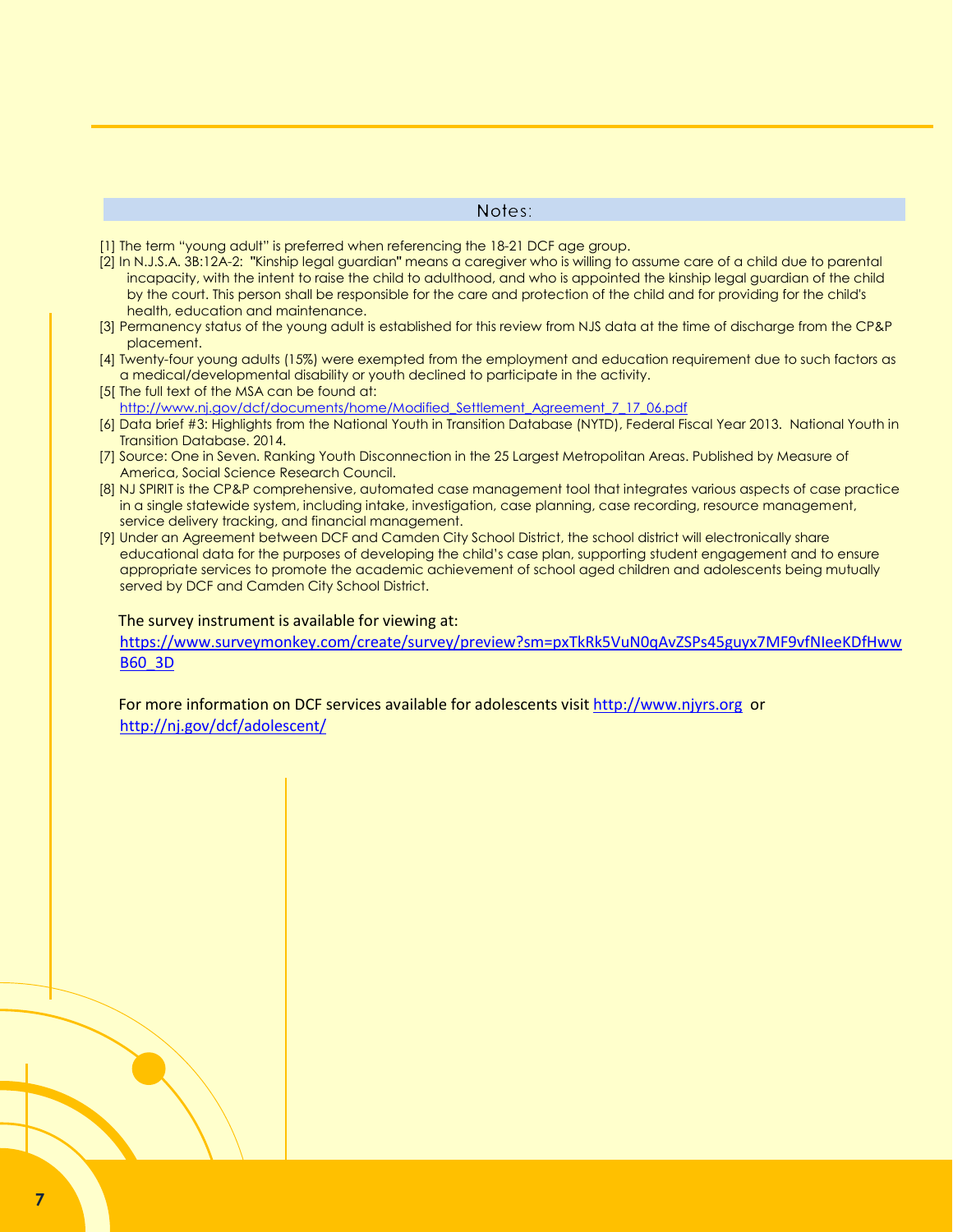## Notes:

[1] The term "young adult" is preferred when referencing the 18-21 DCF age group.

[2] In N.J.S.A. 3B:12A-2: "Kinship legal guardian" means a caregiver who is willing to assume care of a child due to parental incapacity, with the intent to raise the child to adulthood, and who is appointed the kinship legal guardian of the child by the court. This person shall be responsible for the care and protection of the child and for providing for the child's health, education and maintenance.

[3] Permanency status of the young adult is established for this review from NJS data at the time of discharge from the CP&P placement.

[4] Twenty-four young adults (15%) were exempted from the employment and education requirement due to such factors as a medical/developmental disability or youth declined to participate in the activity.

[5[ The full text of the MSA can be found at: http://www.nj.gov/dcf/documents/home/Modified_Settlement_Agreement_7_17_06.pdf

[6] Data brief #3: Highlights from the National Youth in Transition Database (NYTD), Federal Fiscal Year 2013. National Youth in Transition Database. 2014.

[7] Source: One in Seven. Ranking Youth Disconnection in the 25 Largest Metropolitan Areas. Published by Measure of America, Social Science Research Council.

[8] NJ SPIRIT is the CP&P comprehensive, automated case management tool that integrates various aspects of case practice in a single statewide system, including intake, investigation, case planning, case recording, resource management, service delivery tracking, and financial management.

[9] Under an Agreement between DCF and Camden City School District, the school district will electronically share educational data for the purposes of developing the child's case plan, supporting student engagement and to ensure appropriate services to promote the academic achievement of school aged children and adolescents being mutually served by DCF and Camden City School District.

The survey instrument is available for viewing at: https://www.surveymonkey.com/create/survey/preview?sm=pxTkRk5VuN0qAvZSPs45guyx7MF9vfNIeeKDfHwwB60_3D

For more information on DCF services available for adolescents visit http://www.njyrs.org or http://nj.gov/dcf/adolescent/